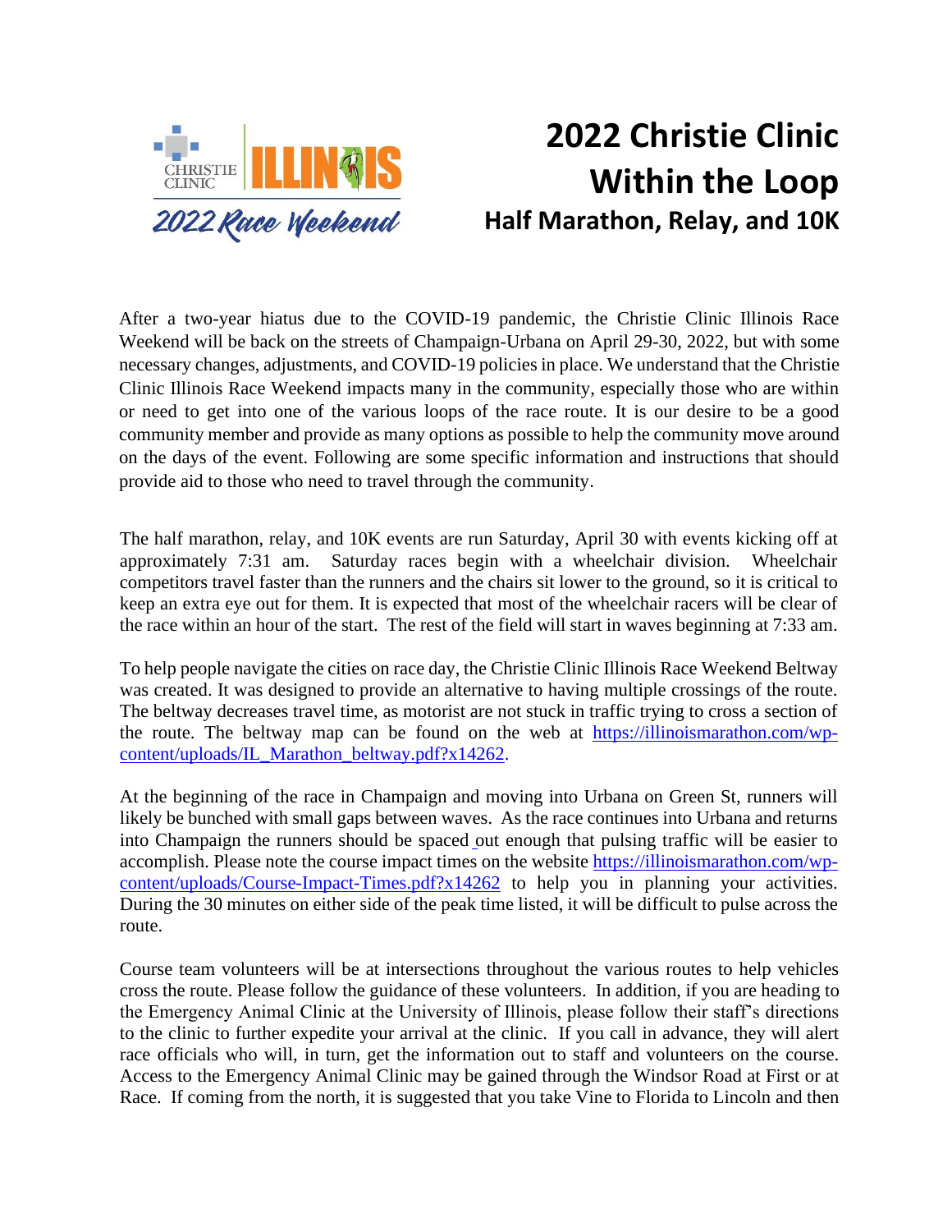# 2022 Christie Clinic Within the Loop

## Half Marathon, Relay, and 10K

After a two-year hiatus due to the COVID-19 pandemic, the Christie Clinic Illinois Race Weekend will be back on the streets of Champaign-Urbana on April 29-30, 2022, but with some necessary changes, adjustments, and COVID-19 policies in place. We understand that the Christie Clinic Illinois Race Weekend impacts many in the community, especially those who are within or need to get into one of the various loops of the race route. It is our desire to be a good community member and provide as many options as possible to help the community move around on the days of the event. Following are some specific information and instructions that should provide aid to those who need to travel through the community.

The half marathon, relay, and 10K events are run Saturday, April 30 with events kicking off at approximately 7:31 am. Saturday races begin with a wheelchair division. Wheelchair competitors travel faster than the runners and the chairs sit lower to the ground, so it is critical to keep an extra eye out for them. It is expected that most of the wheelchair racers will be clear of the race within an hour of the start. The rest of the field will start in waves beginning at 7:33 am.

To help people navigate the cities on race day, the Christie Clinic Illinois Race Weekend Beltway was created. It was designed to provide an alternative to having multiple crossings of the route. The beltway decreases travel time, as motorist are not stuck in traffic trying to cross a section of the route. The beltway map can be found on the web at [https://illinoismarathon.com/wp-content/uploads/IL_Marathon_beltway.pdf?x14262](https://illinoismarathon.com/wp-content/uploads/IL_Marathon_beltway.pdf?x14262).

At the beginning of the race in Champaign and moving into Urbana on Green St, runners will likely be bunched with small gaps between waves. As the race continues into Urbana and returns into Champaign the runners should be spaced out enough that pulsing traffic will be easier to accomplish. Please note the course impact times on the website [https://illinoismarathon.com/wp-content/uploads/Course-Impact-Times.pdf?x14262](https://illinoismarathon.com/wp-content/uploads/Course-Impact-Times.pdf?x14262) to help you in planning your activities. During the 30 minutes on either side of the peak time listed, it will be difficult to pulse across the route.

Course team volunteers will be at intersections throughout the various routes to help vehicles cross the route. Please follow the guidance of these volunteers. In addition, if you are heading to the Emergency Animal Clinic at the University of Illinois, please follow their staff's directions to the clinic to further expedite your arrival at the clinic. If you call in advance, they will alert race officials who will, in turn, get the information out to staff and volunteers on the course. Access to the Emergency Animal Clinic may be gained through the Windsor Road at First or at Race. If coming from the north, it is suggested that you take Vine to Florida to Lincoln and then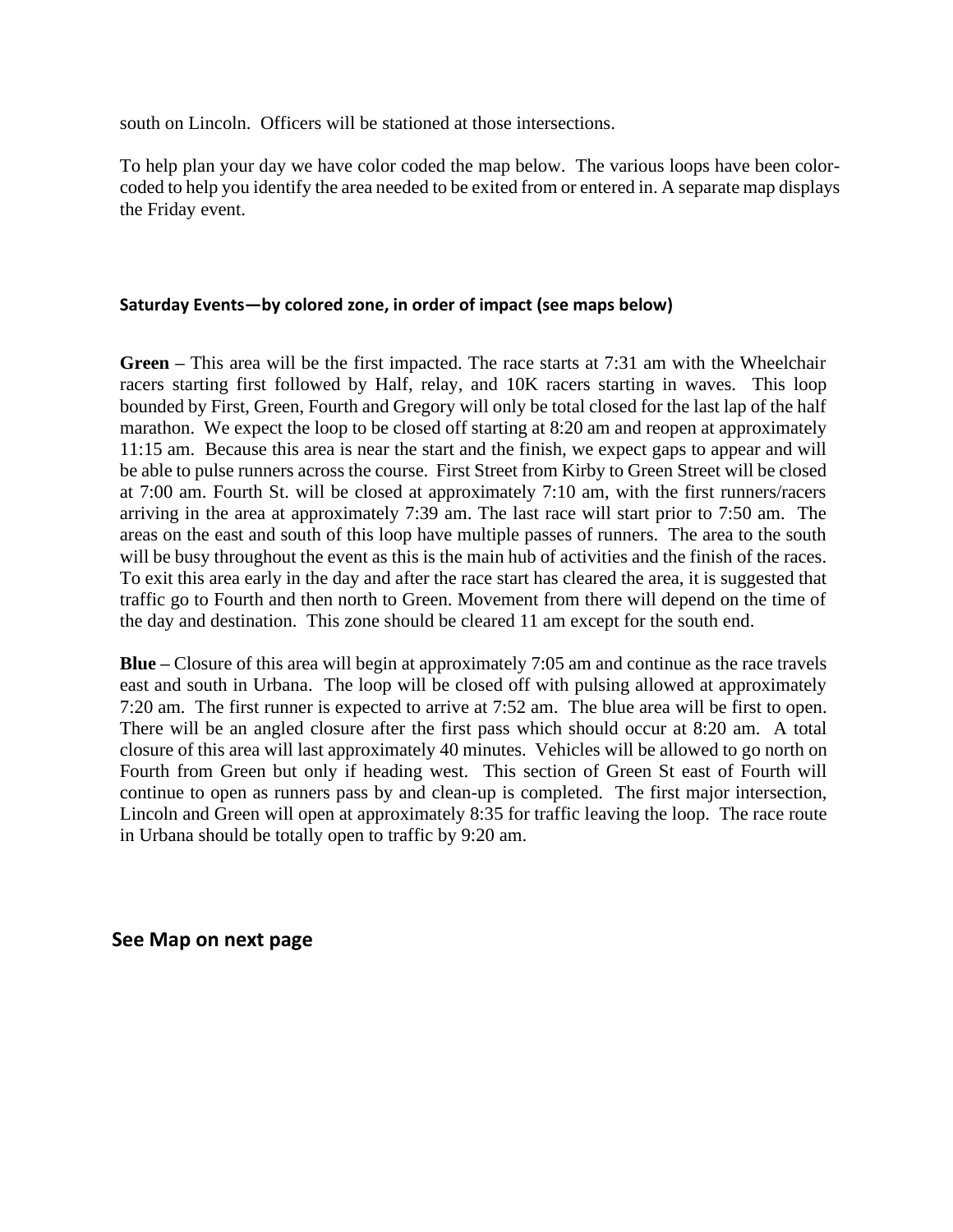south on Lincoln. Officers will be stationed at those intersections.

To help plan your day we have color coded the map below. The various loops have been color-coded to help you identify the area needed to be exited from or entered in. A separate map displays the Friday event.

### Saturday Events—by colored zone, in order of impact (see maps below)

**Green** – This area will be the first impacted. The race starts at 7:31 am with the Wheelchair racers starting first followed by Half, relay, and 10K racers starting in waves. This loop bounded by First, Green, Fourth and Gregory will only be total closed for the last lap of the half marathon. We expect the loop to be closed off starting at 8:20 am and reopen at approximately 11:15 am. Because this area is near the start and the finish, we expect gaps to appear and will be able to pulse runners across the course. First Street from Kirby to Green Street will be closed at 7:00 am. Fourth St. will be closed at approximately 7:10 am, with the first runners/racers arriving in the area at approximately 7:39 am. The last race will start prior to 7:50 am. The areas on the east and south of this loop have multiple passes of runners. The area to the south will be busy throughout the event as this is the main hub of activities and the finish of the races. To exit this area early in the day and after the race start has cleared the area, it is suggested that traffic go to Fourth and then north to Green. Movement from there will depend on the time of the day and destination. This zone should be cleared 11 am except for the south end.

**Blue** – Closure of this area will begin at approximately 7:05 am and continue as the race travels east and south in Urbana. The loop will be closed off with pulsing allowed at approximately 7:20 am. The first runner is expected to arrive at 7:52 am. The blue area will be first to open. There will be an angled closure after the first pass which should occur at 8:20 am. A total closure of this area will last approximately 40 minutes. Vehicles will be allowed to go north on Fourth from Green but only if heading west. This section of Green St east of Fourth will continue to open as runners pass by and clean-up is completed. The first major intersection, Lincoln and Green will open at approximately 8:35 for traffic leaving the loop. The race route in Urbana should be totally open to traffic by 9:20 am.

**See Map on next page**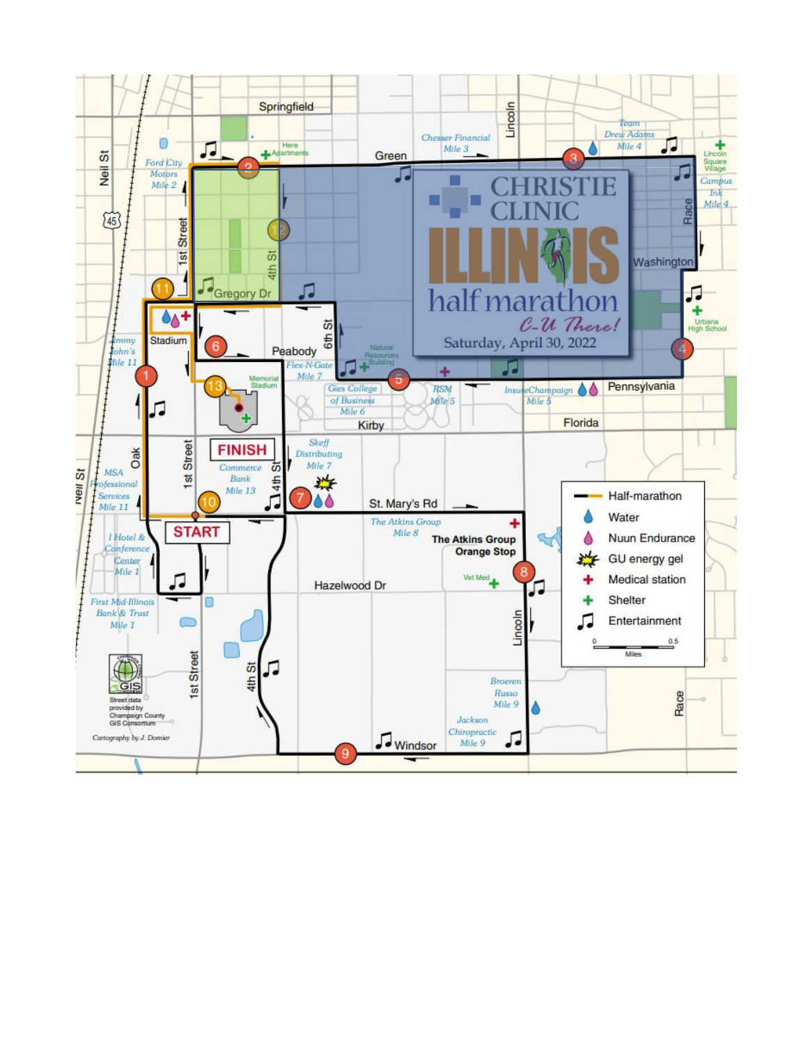CHRISTIE CLINIC

ILLINOIS

half marathon

C-U There!

Saturday, April 30, 2022

Half-marathon

Water

Nuun Endurance

GU energy gel

Medical station

Shelter

Entertainment

0 0.5

Miles

START

FINISH

Commerce Bank Mile 13

Springfield

Green

Lincoln

Neil St

45

1st Street

4th St

6th St

Gregory Dr

Stadium

Peabody

Kirby

Florida

Pennsylvania

Washington

Race

Oak

St. Mary's Rd

Hazelwood Dr

Windsor

Memorial Stadium

Here Apartments

Natural Resources Building

Lincoln Square Village

Urbana High School

Vet Med

Ford City Motors Mile 2

Chesser Financial Mile 3

Team Drew Adams Mile 4

Campus Ink Mile 4

InsureChampaign Mile 5

RSM Mile 5

Gies College of Business Mile 6

Flex-N-Gate Mile 7

Skeff Distributing Mile 7

The Atkins Group Mile 8

The Atkins Group Orange Stop

Broeren Russo Mile 9

Jackson Chiropractic Mile 9

Jimmy John's Mile 11

MSA Professional Services Mile 11

I Hotel & Conference Center Mile 1

First Mid-Illinois Bank & Trust Mile 1

Street data provided by Champaign County GIS Consortium

Cartography by J. Domier